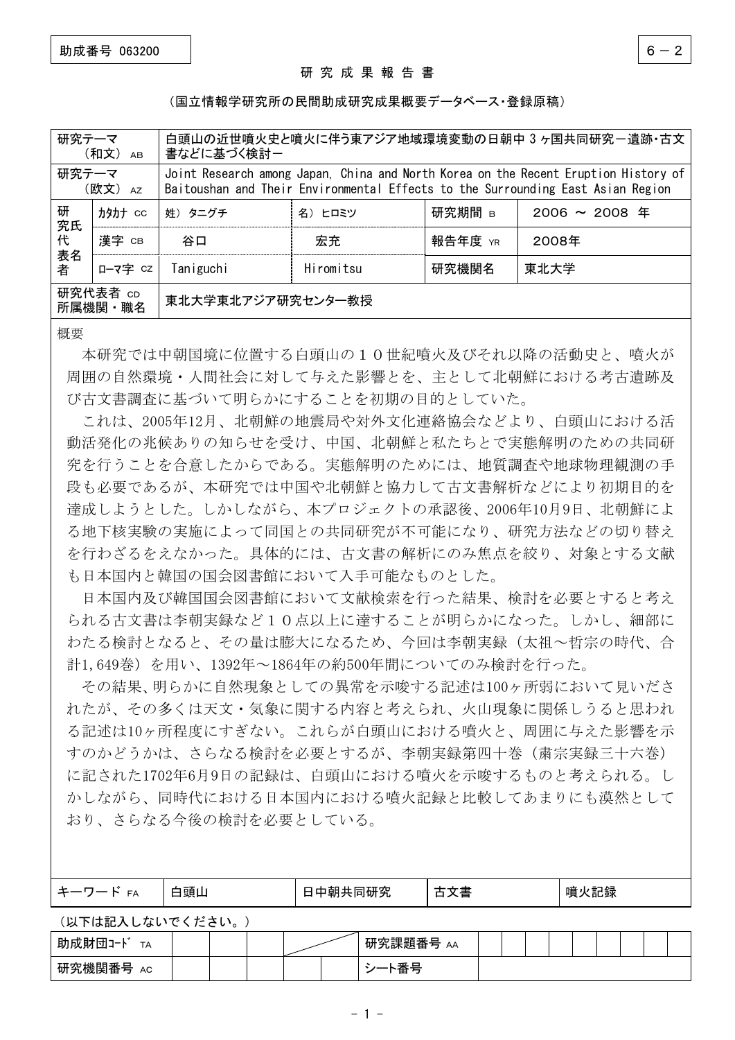助成番号 063200

6－2

研究成果報告書

（国立情報学研究所の民間助成研究成果概要データベース・登録原稿）

| 研究テーマ（和文）AB | 白頭山の近世噴火史と噴火に伴う東アジア地域環境変動の日朝中 3 ヶ国共同研究－遺跡・古文書などに基づく検討－ | | | |
|---|---|---|---|---|
| 研究テーマ（欧文）AZ | Joint Research among Japan, China and North Korea on the Recent Eruption History of Baitoushan and Their Environmental Effects to the Surrounding East Asian Region | | | |
| 研究代表者 カタカナ CC | 姓）タニグチ | 名）ヒロミツ | 研究期間 B | 2006 ～ 2008 年 |
| 研究代表者 漢字 CB | 谷口 | 宏充 | 報告年度 YR | 2008年 |
| 研究代表者 ローマ字 CZ | Taniguchi | Hiromitsu | 研究機関名 | 東北大学 |
| 研究代表者 CD 所属機関・職名 | 東北大学東北アジア研究センター教授 | | | |

概要

本研究では中朝国境に位置する白頭山の１０世紀噴火及びそれ以降の活動史と、噴火が周囲の自然環境・人間社会に対して与えた影響とを、主として北朝鮮における考古遺跡及び古文書調査に基づいて明らかにすることを初期の目的としていた。

これは、2005年12月、北朝鮮の地震局や対外文化連絡協会などより、白頭山における活動活発化の兆候ありの知らせを受け、中国、北朝鮮と私たちとで実態解明のための共同研究を行うことを合意したからである。実態解明のためには、地質調査や地球物理観測の手段も必要であるが、本研究では中国や北朝鮮と協力して古文書解析などにより初期目的を達成しようとした。しかしながら、本プロジェクトの承認後、2006年10月9日、北朝鮮による地下核実験の実施によって同国との共同研究が不可能になり、研究方法などの切り替えを行わざるをえなかった。具体的には、古文書の解析にのみ焦点を絞り、対象とする文献も日本国内と韓国の国会図書館において入手可能なものとした。

日本国内及び韓国国会図書館において文献検索を行った結果、検討を必要とすると考えられる古文書は李朝実録など１０点以上に達することが明らかになった。しかし、細部にわたる検討となると、その量は膨大になるため、今回は李朝実録（太祖～哲宗の時代、合計1,649巻）を用い、1392年～1864年の約500年間についてのみ検討を行った。

その結果、明らかに自然現象としての異常を示唆する記述は100ヶ所弱において見いだされたが、その多くは天文・気象に関する内容と考えられ、火山現象に関係しうると思われる記述は10ヶ所程度にすぎない。これらが白頭山における噴火と、周囲に与えた影響を示すのかどうかは、さらなる検討を必要とするが、李朝実録第四十巻（粛宗実録三十六巻）に記された1702年6月9日の記録は、白頭山における噴火を示唆するものと考えられる。しかしながら、同時代における日本国内における噴火記録と比較してあまりにも漠然としており、さらなる今後の検討を必要としている。

| キーワード FA | 白頭山 | 日中朝共同研究 | 古文書 | 噴火記録 |
|---|---|---|---|---|

（以下は記入しないでください。）

| 助成財団コード TA | | 研究課題番号 AA | |
|---|---|---|---|
| 研究機関番号 AC | | シート番号 | |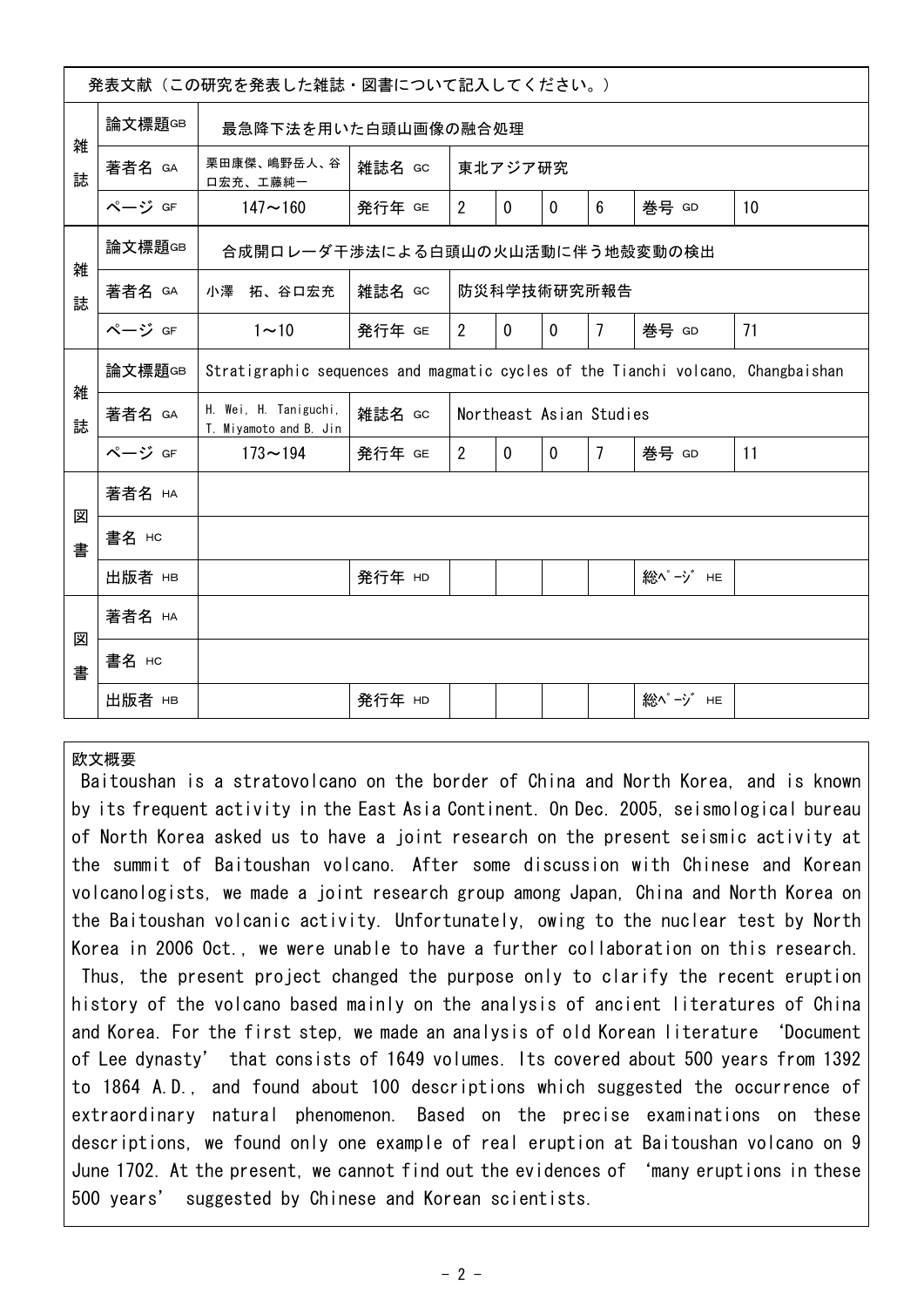| 発表文献（この研究を発表した雑誌・図書について記入してください。） | | | | | | | | | | |
|---|---|---|---|---|---|---|---|---|---|---|
| 雑誌 | 論文標題GB | 最急降下法を用いた白頭山画像の融合処理 | | | | | | | | |
| | 著者名 GA | 栗田康傑、嶋野岳人、谷口宏充、工藤純一 | 雑誌名 GC | 東北アジア研究 | | | | | | |
| | ページ GF | 147～160 | 発行年 GE | 2 | 0 | 0 | 6 | 巻号 GD | 10 | |
| 雑誌 | 論文標題GB | 合成開口レーダ干渉法による白頭山の火山活動に伴う地殻変動の検出 | | | | | | | | |
| | 著者名 GA | 小澤　拓、谷口宏充 | 雑誌名 GC | 防災科学技術研究所報告 | | | | | | |
| | ページ GF | 1～10 | 発行年 GE | 2 | 0 | 0 | 7 | 巻号 GD | 71 | |
| 雑誌 | 論文標題GB | Stratigraphic sequences and magmatic cycles of the Tianchi volcano, Changbaishan | | | | | | | | |
| | 著者名 GA | H. Wei, H. Taniguchi, T. Miyamoto and B. Jin | 雑誌名 GC | Northeast Asian Studies | | | | | | |
| | ページ GF | 173～194 | 発行年 GE | 2 | 0 | 0 | 7 | 巻号 GD | 11 | |
| 図書 | 著者名 HA | | | | | | | | | |
| | 書名 HC | | | | | | | | | |
| | 出版者 HB | | 発行年 HD | | | | | 総ページ HE | | |
| 図書 | 著者名 HA | | | | | | | | | |
| | 書名 HC | | | | | | | | | |
| | 出版者 HB | | 発行年 HD | | | | | 総ページ HE | | |

**欧文概要**

Baitoushan is a stratovolcano on the border of China and North Korea, and is known by its frequent activity in the East Asia Continent. On Dec. 2005, seismological bureau of North Korea asked us to have a joint research on the present seismic activity at the summit of Baitoushan volcano. After some discussion with Chinese and Korean volcanologists, we made a joint research group among Japan, China and North Korea on the Baitoushan volcanic activity. Unfortunately, owing to the nuclear test by North Korea in 2006 Oct., we were unable to have a further collaboration on this research.

Thus, the present project changed the purpose only to clarify the recent eruption history of the volcano based mainly on the analysis of ancient literatures of China and Korea. For the first step, we made an analysis of old Korean literature 'Document of Lee dynasty' that consists of 1649 volumes. Its covered about 500 years from 1392 to 1864 A.D., and found about 100 descriptions which suggested the occurrence of extraordinary natural phenomenon. Based on the precise examinations on these descriptions, we found only one example of real eruption at Baitoushan volcano on 9 June 1702. At the present, we cannot find out the evidences of 'many eruptions in these 500 years' suggested by Chinese and Korean scientists.